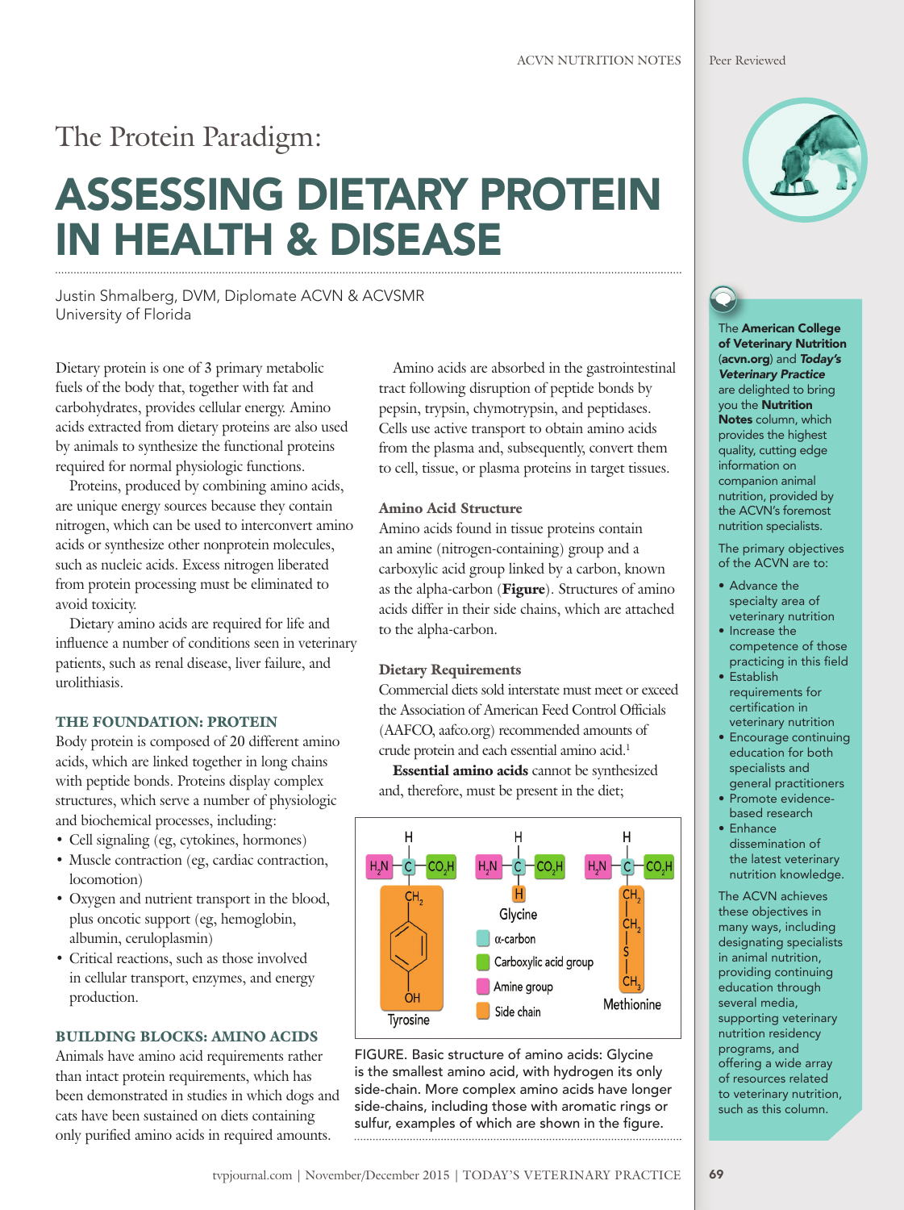# The Protein Paradigm:

# ASSESSING DIETARY PROTEIN IN HEALTH & DISEASE

Justin Shmalberg, DVM, Diplomate ACVN & ACVSMR
University of Florida

Dietary protein is one of 3 primary metabolic fuels of the body that, together with fat and carbohydrates, provides cellular energy. Amino acids extracted from dietary proteins are also used by animals to synthesize the functional proteins required for normal physiologic functions.

Proteins, produced by combining amino acids, are unique energy sources because they contain nitrogen, which can be used to interconvert amino acids or synthesize other nonprotein molecules, such as nucleic acids. Excess nitrogen liberated from protein processing must be eliminated to avoid toxicity.

Dietary amino acids are required for life and influence a number of conditions seen in veterinary patients, such as renal disease, liver failure, and urolithiasis.

## THE FOUNDATION: PROTEIN

Body protein is composed of 20 different amino acids, which are linked together in long chains with peptide bonds. Proteins display complex structures, which serve a number of physiologic and biochemical processes, including:

- Cell signaling (eg, cytokines, hormones)
- Muscle contraction (eg, cardiac contraction, locomotion)
- Oxygen and nutrient transport in the blood, plus oncotic support (eg, hemoglobin, albumin, ceruloplasmin)
- Critical reactions, such as those involved in cellular transport, enzymes, and energy production.

## BUILDING BLOCKS: AMINO ACIDS

Animals have amino acid requirements rather than intact protein requirements, which has been demonstrated in studies in which dogs and cats have been sustained on diets containing only purified amino acids in required amounts.

Amino acids are absorbed in the gastrointestinal tract following disruption of peptide bonds by pepsin, trypsin, chymotrypsin, and peptidases. Cells use active transport to obtain amino acids from the plasma and, subsequently, convert them to cell, tissue, or plasma proteins in target tissues.

### Amino Acid Structure

Amino acids found in tissue proteins contain an amine (nitrogen-containing) group and a carboxylic acid group linked by a carbon, known as the alpha-carbon (**Figure**). Structures of amino acids differ in their side chains, which are attached to the alpha-carbon.

### Dietary Requirements

Commercial diets sold interstate must meet or exceed the Association of American Feed Control Officials (AAFCO, aafco.org) recommended amounts of crude protein and each essential amino acid.[1]

**Essential amino acids** cannot be synthesized and, therefore, must be present in the diet;

FIGURE. Basic structure of amino acids: Glycine is the smallest amino acid, with hydrogen its only side-chain. More complex amino acids have longer side-chains, including those with aromatic rings or sulfur, examples of which are shown in the figure.

The **American College of Veterinary Nutrition** (**acvn.org**) and ***Today's Veterinary Practice*** are delighted to bring you the **Nutrition Notes** column, which provides the highest quality, cutting edge information on companion animal nutrition, provided by the ACVN's foremost nutrition specialists.

The primary objectives of the ACVN are to:

- Advance the specialty area of veterinary nutrition
- Increase the competence of those practicing in this field
- Establish requirements for certification in veterinary nutrition
- Encourage continuing education for both specialists and general practitioners
- Promote evidence-based research
- Enhance dissemination of the latest veterinary nutrition knowledge.

The ACVN achieves these objectives in many ways, including designating specialists in animal nutrition, providing continuing education through several media, supporting veterinary nutrition residency programs, and offering a wide array of resources related to veterinary nutrition, such as this column.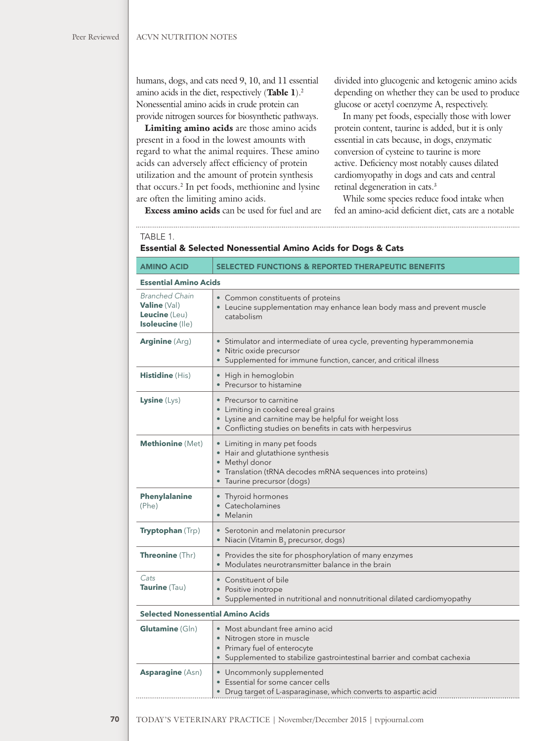humans, dogs, and cats need 9, 10, and 11 essential amino acids in the diet, respectively (**Table 1**).[2] Nonessential amino acids in crude protein can provide nitrogen sources for biosynthetic pathways.

**Limiting amino acids** are those amino acids present in a food in the lowest amounts with regard to what the animal requires. These amino acids can adversely affect efficiency of protein utilization and the amount of protein synthesis that occurs.[2] In pet foods, methionine and lysine are often the limiting amino acids.

**Excess amino acids** can be used for fuel and are divided into glucogenic and ketogenic amino acids depending on whether they can be used to produce glucose or acetyl coenzyme A, respectively.

In many pet foods, especially those with lower protein content, taurine is added, but it is only essential in cats because, in dogs, enzymatic conversion of cysteine to taurine is more active. Deficiency most notably causes dilated cardiomyopathy in dogs and cats and central retinal degeneration in cats.[3]

While some species reduce food intake when fed an amino-acid deficient diet, cats are a notable

TABLE 1.

**Essential & Selected Nonessential Amino Acids for Dogs & Cats**

| AMINO ACID | SELECTED FUNCTIONS & REPORTED THERAPEUTIC BENEFITS |
|---|---|
| **Essential Amino Acids** | |
| *Branched Chain* **Valine** (Val) **Leucine** (Leu) **Isoleucine** (Ile) | • Common constituents of proteins<br>• Leucine supplementation may enhance lean body mass and prevent muscle catabolism |
| **Arginine** (Arg) | • Stimulator and intermediate of urea cycle, preventing hyperammonemia<br>• Nitric oxide precursor<br>• Supplemented for immune function, cancer, and critical illness |
| **Histidine** (His) | • High in hemoglobin<br>• Precursor to histamine |
| **Lysine** (Lys) | • Precursor to carnitine<br>• Limiting in cooked cereal grains<br>• Lysine and carnitine may be helpful for weight loss<br>• Conflicting studies on benefits in cats with herpesvirus |
| **Methionine** (Met) | • Limiting in many pet foods<br>• Hair and glutathione synthesis<br>• Methyl donor<br>• Translation (tRNA decodes mRNA sequences into proteins)<br>• Taurine precursor (dogs) |
| **Phenylalanine** (Phe) | • Thyroid hormones<br>• Catecholamines<br>• Melanin |
| **Tryptophan** (Trp) | • Serotonin and melatonin precursor<br>• Niacin (Vitamin $B_3$ precursor, dogs) |
| **Threonine** (Thr) | • Provides the site for phosphorylation of many enzymes<br>• Modulates neurotransmitter balance in the brain |
| *Cats* **Taurine** (Tau) | • Constituent of bile<br>• Positive inotrope<br>• Supplemented in nutritional and nonnutritional dilated cardiomyopathy |
| **Selected Nonessential Amino Acids** | |
| **Glutamine** (Gln) | • Most abundant free amino acid<br>• Nitrogen store in muscle<br>• Primary fuel of enterocyte<br>• Supplemented to stabilize gastrointestinal barrier and combat cachexia |
| **Asparagine** (Asn) | • Uncommonly supplemented<br>• Essential for some cancer cells<br>• Drug target of L-asparaginase, which converts to aspartic acid |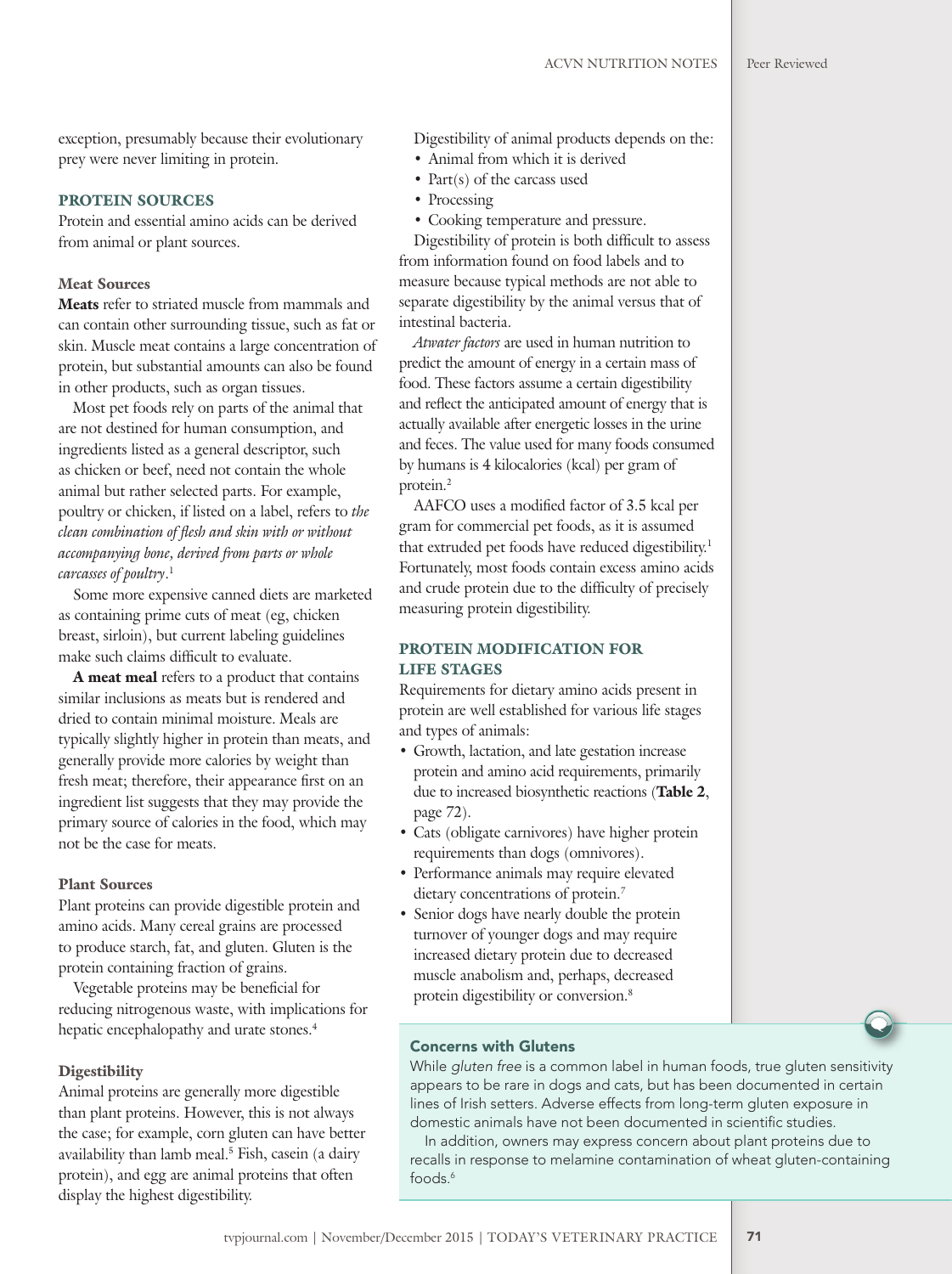exception, presumably because their evolutionary prey were never limiting in protein.

## PROTEIN SOURCES

Protein and essential amino acids can be derived from animal or plant sources.

### Meat Sources

**Meats** refer to striated muscle from mammals and can contain other surrounding tissue, such as fat or skin. Muscle meat contains a large concentration of protein, but substantial amounts can also be found in other products, such as organ tissues.

Most pet foods rely on parts of the animal that are not destined for human consumption, and ingredients listed as a general descriptor, such as chicken or beef, need not contain the whole animal but rather selected parts. For example, poultry or chicken, if listed on a label, refers to *the clean combination of flesh and skin with or without accompanying bone, derived from parts or whole carcasses of poultry*.[1]

Some more expensive canned diets are marketed as containing prime cuts of meat (eg, chicken breast, sirloin), but current labeling guidelines make such claims difficult to evaluate.

**A meat meal** refers to a product that contains similar inclusions as meats but is rendered and dried to contain minimal moisture. Meals are typically slightly higher in protein than meats, and generally provide more calories by weight than fresh meat; therefore, their appearance first on an ingredient list suggests that they may provide the primary source of calories in the food, which may not be the case for meats.

### Plant Sources

Plant proteins can provide digestible protein and amino acids. Many cereal grains are processed to produce starch, fat, and gluten. Gluten is the protein containing fraction of grains.

Vegetable proteins may be beneficial for reducing nitrogenous waste, with implications for hepatic encephalopathy and urate stones.[4]

### Digestibility

Animal proteins are generally more digestible than plant proteins. However, this is not always the case; for example, corn gluten can have better availability than lamb meal.[5] Fish, casein (a dairy protein), and egg are animal proteins that often display the highest digestibility.

Digestibility of animal products depends on the:

- Animal from which it is derived
- Part(s) of the carcass used
- Processing
- Cooking temperature and pressure.

Digestibility of protein is both difficult to assess from information found on food labels and to measure because typical methods are not able to separate digestibility by the animal versus that of intestinal bacteria.

*Atwater factors* are used in human nutrition to predict the amount of energy in a certain mass of food. These factors assume a certain digestibility and reflect the anticipated amount of energy that is actually available after energetic losses in the urine and feces. The value used for many foods consumed by humans is 4 kilocalories (kcal) per gram of protein.[2]

AAFCO uses a modified factor of 3.5 kcal per gram for commercial pet foods, as it is assumed that extruded pet foods have reduced digestibility.[1] Fortunately, most foods contain excess amino acids and crude protein due to the difficulty of precisely measuring protein digestibility.

## PROTEIN MODIFICATION FOR LIFE STAGES

Requirements for dietary amino acids present in protein are well established for various life stages and types of animals:

- Growth, lactation, and late gestation increase protein and amino acid requirements, primarily due to increased biosynthetic reactions (**Table 2**, page 72).
- Cats (obligate carnivores) have higher protein requirements than dogs (omnivores).
- Performance animals may require elevated dietary concentrations of protein.[7]
- Senior dogs have nearly double the protein turnover of younger dogs and may require increased dietary protein due to decreased muscle anabolism and, perhaps, decreased protein digestibility or conversion.[8]

### Concerns with Glutens

While *gluten free* is a common label in human foods, true gluten sensitivity appears to be rare in dogs and cats, but has been documented in certain lines of Irish setters. Adverse effects from long-term gluten exposure in domestic animals have not been documented in scientific studies.

In addition, owners may express concern about plant proteins due to recalls in response to melamine contamination of wheat gluten-containing foods.[6]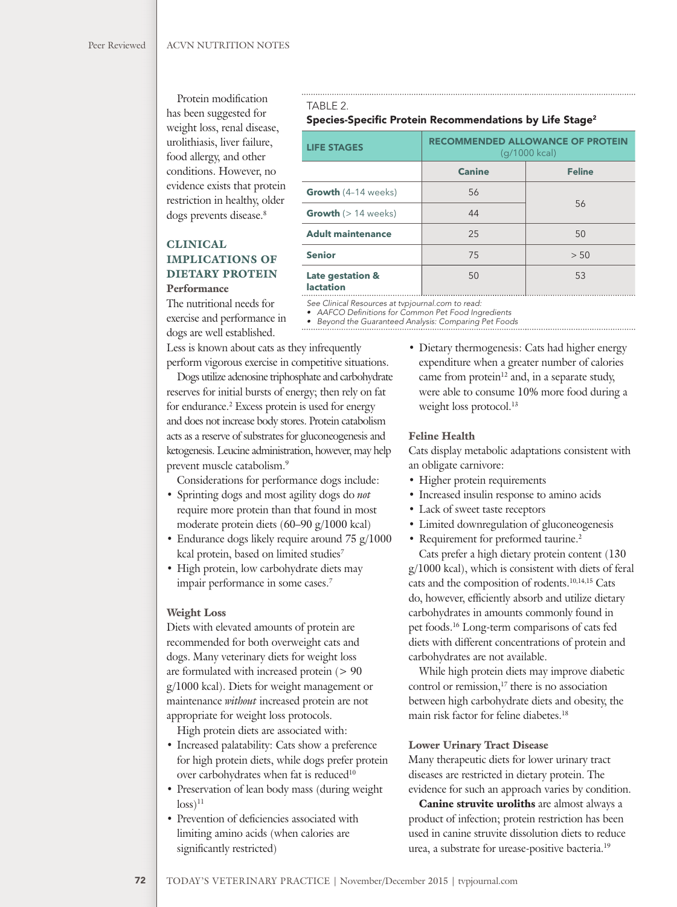Protein modification has been suggested for weight loss, renal disease, urolithiasis, liver failure, food allergy, and other conditions. However, no evidence exists that protein restriction in healthy, older dogs prevents disease.[8]

TABLE 2.

**Species-Specific Protein Recommendations by Life Stage[2]**

| LIFE STAGES | RECOMMENDED ALLOWANCE OF PROTEIN (g/1000 kcal) | |
|---|---|---|
| | Canine | Feline |
| **Growth** (4–14 weeks) | 56 | 56 |
| **Growth** (> 14 weeks) | 44 | |
| **Adult maintenance** | 25 | 50 |
| **Senior** | 75 | > 50 |
| **Late gestation & lactation** | 50 | 53 |

*See Clinical Resources at tvpjournal.com to read:*

- *AAFCO Definitions for Common Pet Food Ingredients*
- *Beyond the Guaranteed Analysis: Comparing Pet Foods*

## CLINICAL IMPLICATIONS OF DIETARY PROTEIN

### Performance

The nutritional needs for exercise and performance in dogs are well established. Less is known about cats as they infrequently perform vigorous exercise in competitive situations.

Dogs utilize adenosine triphosphate and carbohydrate reserves for initial bursts of energy; then rely on fat for endurance.[2] Excess protein is used for energy and does not increase body stores. Protein catabolism acts as a reserve of substrates for gluconeogenesis and ketogenesis. Leucine administration, however, may help prevent muscle catabolism.[9]

Considerations for performance dogs include:

- Sprinting dogs and most agility dogs do *not* require more protein than that found in most moderate protein diets (60–90 g/1000 kcal)
- Endurance dogs likely require around 75 g/1000 kcal protein, based on limited studies[7]
- High protein, low carbohydrate diets may impair performance in some cases.[7]

### Weight Loss

Diets with elevated amounts of protein are recommended for both overweight cats and dogs. Many veterinary diets for weight loss are formulated with increased protein (> 90 g/1000 kcal). Diets for weight management or maintenance *without* increased protein are not appropriate for weight loss protocols.

High protein diets are associated with:

- Increased palatability: Cats show a preference for high protein diets, while dogs prefer protein over carbohydrates when fat is reduced[10]
- Preservation of lean body mass (during weight loss)[11]
- Prevention of deficiencies associated with limiting amino acids (when calories are significantly restricted)
- Dietary thermogenesis: Cats had higher energy expenditure when a greater number of calories came from protein[12] and, in a separate study, were able to consume 10% more food during a weight loss protocol.[13]

### Feline Health

Cats display metabolic adaptations consistent with an obligate carnivore:

- Higher protein requirements
- Increased insulin response to amino acids
- Lack of sweet taste receptors
- Limited downregulation of gluconeogenesis
- Requirement for preformed taurine.[2]

Cats prefer a high dietary protein content (130 g/1000 kcal), which is consistent with diets of feral cats and the composition of rodents.[10,14,15] Cats do, however, efficiently absorb and utilize dietary carbohydrates in amounts commonly found in pet foods.[16] Long-term comparisons of cats fed diets with different concentrations of protein and carbohydrates are not available.

While high protein diets may improve diabetic control or remission,[17] there is no association between high carbohydrate diets and obesity, the main risk factor for feline diabetes.[18]

### Lower Urinary Tract Disease

Many therapeutic diets for lower urinary tract diseases are restricted in dietary protein. The evidence for such an approach varies by condition.

**Canine struvite uroliths** are almost always a product of infection; protein restriction has been used in canine struvite dissolution diets to reduce urea, a substrate for urease-positive bacteria.[19]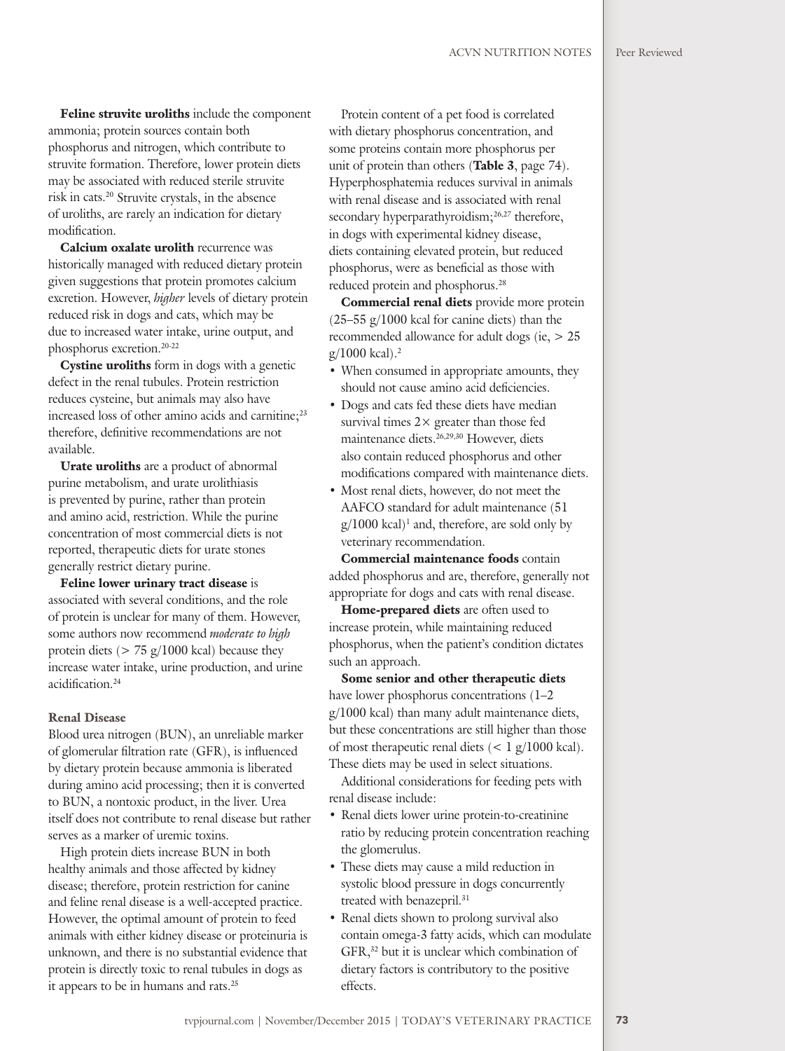**Feline struvite uroliths** include the component ammonia; protein sources contain both phosphorus and nitrogen, which contribute to struvite formation. Therefore, lower protein diets may be associated with reduced sterile struvite risk in cats.[20] Struvite crystals, in the absence of uroliths, are rarely an indication for dietary modification.

**Calcium oxalate urolith** recurrence was historically managed with reduced dietary protein given suggestions that protein promotes calcium excretion. However, *higher* levels of dietary protein reduced risk in dogs and cats, which may be due to increased water intake, urine output, and phosphorus excretion.[20-22]

**Cystine uroliths** form in dogs with a genetic defect in the renal tubules. Protein restriction reduces cysteine, but animals may also have increased loss of other amino acids and carnitine;[23] therefore, definitive recommendations are not available.

**Urate uroliths** are a product of abnormal purine metabolism, and urate urolithiasis is prevented by purine, rather than protein and amino acid, restriction. While the purine concentration of most commercial diets is not reported, therapeutic diets for urate stones generally restrict dietary purine.

**Feline lower urinary tract disease** is associated with several conditions, and the role of protein is unclear for many of them. However, some authors now recommend *moderate to high* protein diets (> 75 g/1000 kcal) because they increase water intake, urine production, and urine acidification.[24]

### Renal Disease

Blood urea nitrogen (BUN), an unreliable marker of glomerular filtration rate (GFR), is influenced by dietary protein because ammonia is liberated during amino acid processing; then it is converted to BUN, a nontoxic product, in the liver. Urea itself does not contribute to renal disease but rather serves as a marker of uremic toxins.

High protein diets increase BUN in both healthy animals and those affected by kidney disease; therefore, protein restriction for canine and feline renal disease is a well-accepted practice. However, the optimal amount of protein to feed animals with either kidney disease or proteinuria is unknown, and there is no substantial evidence that protein is directly toxic to renal tubules in dogs as it appears to be in humans and rats.[25]

Protein content of a pet food is correlated with dietary phosphorus concentration, and some proteins contain more phosphorus per unit of protein than others (**Table 3**, page 74). Hyperphosphatemia reduces survival in animals with renal disease and is associated with renal secondary hyperparathyroidism;[26,27] therefore, in dogs with experimental kidney disease, diets containing elevated protein, but reduced phosphorus, were as beneficial as those with reduced protein and phosphorus.[28]

**Commercial renal diets** provide more protein (25–55 g/1000 kcal for canine diets) than the recommended allowance for adult dogs (ie, > 25 g/1000 kcal).[2]

- When consumed in appropriate amounts, they should not cause amino acid deficiencies.
- Dogs and cats fed these diets have median survival times 2× greater than those fed maintenance diets.[26,29,30] However, diets also contain reduced phosphorus and other modifications compared with maintenance diets.
- Most renal diets, however, do not meet the AAFCO standard for adult maintenance (51 g/1000 kcal)[1] and, therefore, are sold only by veterinary recommendation.

**Commercial maintenance foods** contain added phosphorus and are, therefore, generally not appropriate for dogs and cats with renal disease.

**Home-prepared diets** are often used to increase protein, while maintaining reduced phosphorus, when the patient's condition dictates such an approach.

**Some senior and other therapeutic diets** have lower phosphorus concentrations (1–2 g/1000 kcal) than many adult maintenance diets, but these concentrations are still higher than those of most therapeutic renal diets (< 1 g/1000 kcal). These diets may be used in select situations.

Additional considerations for feeding pets with renal disease include:

- Renal diets lower urine protein-to-creatinine ratio by reducing protein concentration reaching the glomerulus.
- These diets may cause a mild reduction in systolic blood pressure in dogs concurrently treated with benazepril.[31]
- Renal diets shown to prolong survival also contain omega-3 fatty acids, which can modulate GFR,[32] but it is unclear which combination of dietary factors is contributory to the positive effects.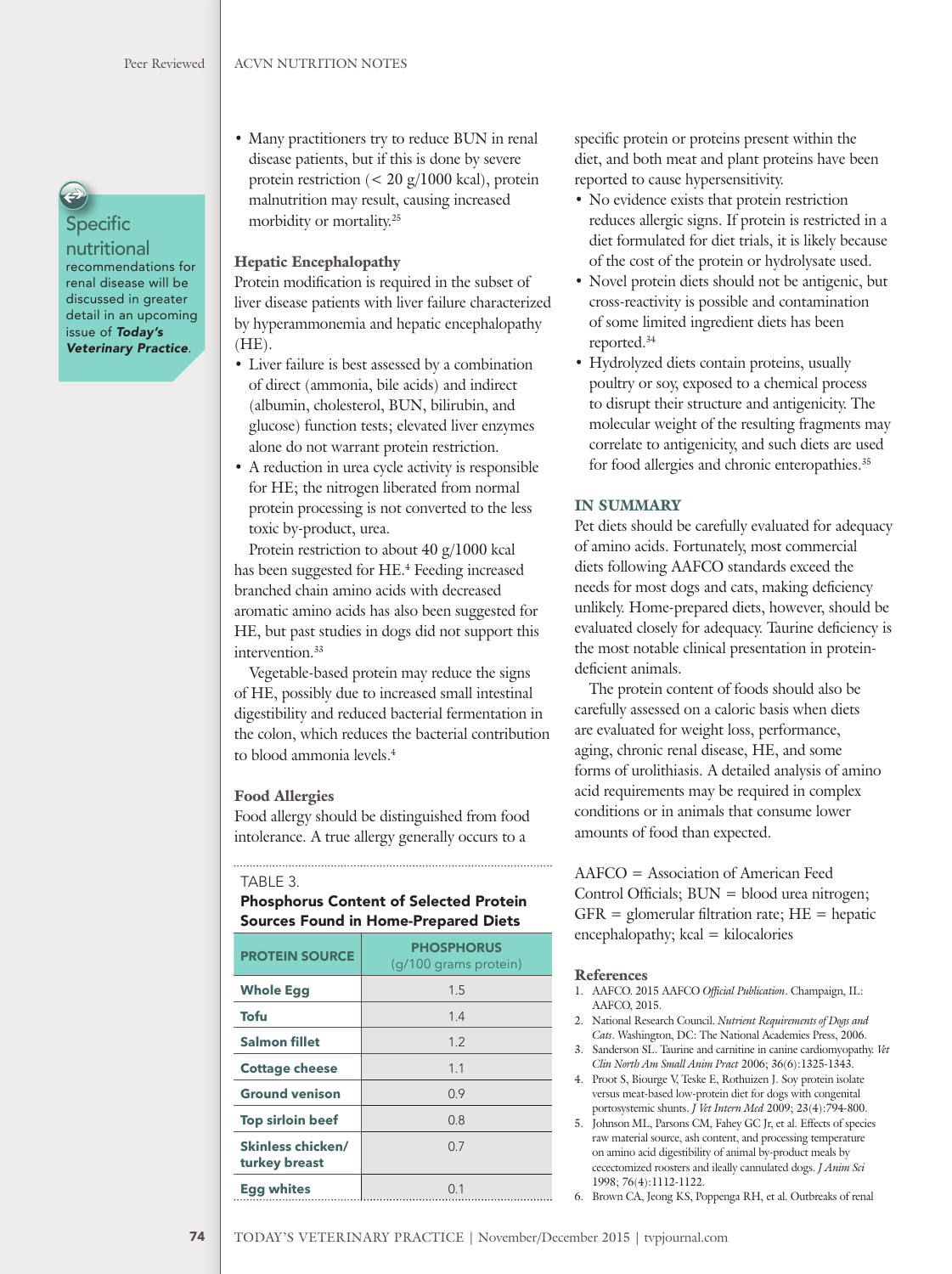Specific nutritional recommendations for renal disease will be discussed in greater detail in an upcoming issue of ***Today's Veterinary Practice***.

- Many practitioners try to reduce BUN in renal disease patients, but if this is done by severe protein restriction (< 20 g/1000 kcal), protein malnutrition may result, causing increased morbidity or mortality.[25]

### Hepatic Encephalopathy

Protein modification is required in the subset of liver disease patients with liver failure characterized by hyperammonemia and hepatic encephalopathy (HE).

- Liver failure is best assessed by a combination of direct (ammonia, bile acids) and indirect (albumin, cholesterol, BUN, bilirubin, and glucose) function tests; elevated liver enzymes alone do not warrant protein restriction.
- A reduction in urea cycle activity is responsible for HE; the nitrogen liberated from normal protein processing is not converted to the less toxic by-product, urea.

Protein restriction to about 40 g/1000 kcal has been suggested for HE.[4] Feeding increased branched chain amino acids with decreased aromatic amino acids has also been suggested for HE, but past studies in dogs did not support this intervention.[33]

Vegetable-based protein may reduce the signs of HE, possibly due to increased small intestinal digestibility and reduced bacterial fermentation in the colon, which reduces the bacterial contribution to blood ammonia levels.[4]

### Food Allergies

Food allergy should be distinguished from food intolerance. A true allergy generally occurs to a specific protein or proteins present within the diet, and both meat and plant proteins have been reported to cause hypersensitivity.

- No evidence exists that protein restriction reduces allergic signs. If protein is restricted in a diet formulated for diet trials, it is likely because of the cost of the protein or hydrolysate used.
- Novel protein diets should not be antigenic, but cross-reactivity is possible and contamination of some limited ingredient diets has been reported.[34]
- Hydrolyzed diets contain proteins, usually poultry or soy, exposed to a chemical process to disrupt their structure and antigenicity. The molecular weight of the resulting fragments may correlate to antigenicity, and such diets are used for food allergies and chronic enteropathies.[35]

TABLE 3.
**Phosphorus Content of Selected Protein Sources Found in Home-Prepared Diets**

| PROTEIN SOURCE | PHOSPHORUS (g/100 grams protein) |
|---|---|
| Whole Egg | 1.5 |
| Tofu | 1.4 |
| Salmon fillet | 1.2 |
| Cottage cheese | 1.1 |
| Ground venison | 0.9 |
| Top sirloin beef | 0.8 |
| Skinless chicken/turkey breast | 0.7 |
| Egg whites | 0.1 |

## IN SUMMARY

Pet diets should be carefully evaluated for adequacy of amino acids. Fortunately, most commercial diets following AAFCO standards exceed the needs for most dogs and cats, making deficiency unlikely. Home-prepared diets, however, should be evaluated closely for adequacy. Taurine deficiency is the most notable clinical presentation in protein-deficient animals.

The protein content of foods should also be carefully assessed on a caloric basis when diets are evaluated for weight loss, performance, aging, chronic renal disease, HE, and some forms of urolithiasis. A detailed analysis of amino acid requirements may be required in complex conditions or in animals that consume lower amounts of food than expected.

AAFCO = Association of American Feed Control Officials; BUN = blood urea nitrogen; GFR = glomerular filtration rate; HE = hepatic encephalopathy; kcal = kilocalories

### References

1. AAFCO. 2015 AAFCO *Official Publication*. Champaign, IL: AAFCO, 2015.
2. National Research Council. *Nutrient Requirements of Dogs and Cats*. Washington, DC: The National Academies Press, 2006.
3. Sanderson SL. Taurine and carnitine in canine cardiomyopathy. *Vet Clin North Am Small Anim Pract* 2006; 36(6):1325-1343.
4. Proot S, Biourge V, Teske E, Rothuizen J. Soy protein isolate versus meat-based low-protein diet for dogs with congenital portosystemic shunts. *J Vet Intern Med* 2009; 23(4):794-800.
5. Johnson ML, Parsons CM, Fahey GC Jr, et al. Effects of species raw material source, ash content, and processing temperature on amino acid digestibility of animal by-product meals by cecectomized roosters and ileally cannulated dogs. *J Anim Sci* 1998; 76(4):1112-1122.
6. Brown CA, Jeong KS, Poppenga RH, et al. Outbreaks of renal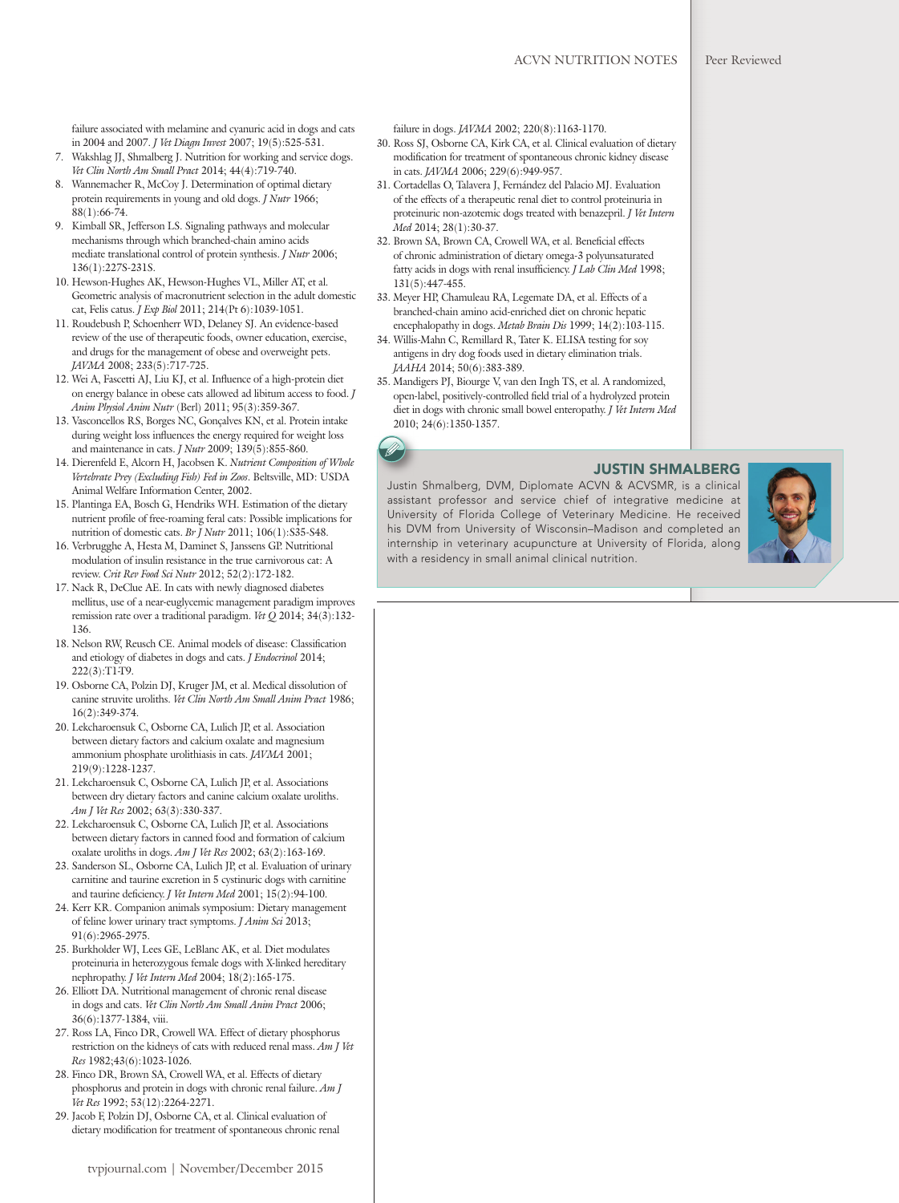failure associated with melamine and cyanuric acid in dogs and cats in 2004 and 2007. *J Vet Diagn Invest* 2007; 19(5):525-531.

7. Wakshlag JJ, Shmalberg J. Nutrition for working and service dogs. *Vet Clin North Am Small Pract* 2014; 44(4):719-740.
8. Wannemacher R, McCoy J. Determination of optimal dietary protein requirements in young and old dogs. *J Nutr* 1966; 88(1):66-74.
9. Kimball SR, Jefferson LS. Signaling pathways and molecular mechanisms through which branched-chain amino acids mediate translational control of protein synthesis. *J Nutr* 2006; 136(1):227S-231S.
10. Hewson-Hughes AK, Hewson-Hughes VL, Miller AT, et al. Geometric analysis of macronutrient selection in the adult domestic cat, Felis catus. *J Exp Biol* 2011; 214(Pt 6):1039-1051.
11. Roudebush P, Schoenherr WD, Delaney SJ. An evidence-based review of the use of therapeutic foods, owner education, exercise, and drugs for the management of obese and overweight pets. *JAVMA* 2008; 233(5):717-725.
12. Wei A, Fascetti AJ, Liu KJ, et al. Influence of a high-protein diet on energy balance in obese cats allowed ad libitum access to food. *J Anim Physiol Anim Nutr* (Berl) 2011; 95(3):359-367.
13. Vasconcellos RS, Borges NC, Gonçalves KN, et al. Protein intake during weight loss influences the energy required for weight loss and maintenance in cats. *J Nutr* 2009; 139(5):855-860.
14. Dierenfeld E, Alcorn H, Jacobsen K. *Nutrient Composition of Whole Vertebrate Prey (Excluding Fish) Fed in Zoos*. Beltsville, MD: USDA Animal Welfare Information Center, 2002.
15. Plantinga EA, Bosch G, Hendriks WH. Estimation of the dietary nutrient profile of free-roaming feral cats: Possible implications for nutrition of domestic cats. *Br J Nutr* 2011; 106(1):S35-S48.
16. Verbrugghe A, Hesta M, Daminet S, Janssens GP. Nutritional modulation of insulin resistance in the true carnivorous cat: A review. *Crit Rev Food Sci Nutr* 2012; 52(2):172-182.
17. Nack R, DeClue AE. In cats with newly diagnosed diabetes mellitus, use of a near-euglycemic management paradigm improves remission rate over a traditional paradigm. *Vet Q* 2014; 34(3):132-136.
18. Nelson RW, Reusch CE. Animal models of disease: Classification and etiology of diabetes in dogs and cats. *J Endocrinol* 2014; 222(3):T1-T9.
19. Osborne CA, Polzin DJ, Kruger JM, et al. Medical dissolution of canine struvite uroliths. *Vet Clin North Am Small Anim Pract* 1986; 16(2):349-374.
20. Lekcharoensuk C, Osborne CA, Lulich JP, et al. Association between dietary factors and calcium oxalate and magnesium ammonium phosphate urolithiasis in cats. *JAVMA* 2001; 219(9):1228-1237.
21. Lekcharoensuk C, Osborne CA, Lulich JP, et al. Associations between dry dietary factors and canine calcium oxalate uroliths. *Am J Vet Res* 2002; 63(3):330-337.
22. Lekcharoensuk C, Osborne CA, Lulich JP, et al. Associations between dietary factors in canned food and formation of calcium oxalate uroliths in dogs. *Am J Vet Res* 2002; 63(2):163-169.
23. Sanderson SL, Osborne CA, Lulich JP, et al. Evaluation of urinary carnitine and taurine excretion in 5 cystinuric dogs with carnitine and taurine deficiency. *J Vet Intern Med* 2001; 15(2):94-100.
24. Kerr KR. Companion animals symposium: Dietary management of feline lower urinary tract symptoms. *J Anim Sci* 2013; 91(6):2965-2975.
25. Burkholder WJ, Lees GE, LeBlanc AK, et al. Diet modulates proteinuria in heterozygous female dogs with X-linked hereditary nephropathy. *J Vet Intern Med* 2004; 18(2):165-175.
26. Elliott DA. Nutritional management of chronic renal disease in dogs and cats. *Vet Clin North Am Small Anim Pract* 2006; 36(6):1377-1384, viii.
27. Ross LA, Finco DR, Crowell WA. Effect of dietary phosphorus restriction on the kidneys of cats with reduced renal mass. *Am J Vet Res* 1982;43(6):1023-1026.
28. Finco DR, Brown SA, Crowell WA, et al. Effects of dietary phosphorus and protein in dogs with chronic renal failure. *Am J Vet Res* 1992; 53(12):2264-2271.
29. Jacob F, Polzin DJ, Osborne CA, et al. Clinical evaluation of dietary modification for treatment of spontaneous chronic renal failure in dogs. *JAVMA* 2002; 220(8):1163-1170.
30. Ross SJ, Osborne CA, Kirk CA, et al. Clinical evaluation of dietary modification for treatment of spontaneous chronic kidney disease in cats. *JAVMA* 2006; 229(6):949-957.
31. Cortadellas O, Talavera J, Fernández del Palacio MJ. Evaluation of the effects of a therapeutic renal diet to control proteinuria in proteinuric non-azotemic dogs treated with benazepril. *J Vet Intern Med* 2014; 28(1):30-37.
32. Brown SA, Brown CA, Crowell WA, et al. Beneficial effects of chronic administration of dietary omega-3 polyunsaturated fatty acids in dogs with renal insufficiency. *J Lab Clin Med* 1998; 131(5):447-455.
33. Meyer HP, Chamuleau RA, Legemate DA, et al. Effects of a branched-chain amino acid-enriched diet on chronic hepatic encephalopathy in dogs. *Metab Brain Dis* 1999; 14(2):103-115.
34. Willis-Mahn C, Remillard R, Tater K. ELISA testing for soy antigens in dry dog foods used in dietary elimination trials. *JAAHA* 2014; 50(6):383-389.
35. Mandigers PJ, Biourge V, van den Ingh TS, et al. A randomized, open-label, positively-controlled field trial of a hydrolyzed protein diet in dogs with chronic small bowel enteropathy. *J Vet Intern Med* 2010; 24(6):1350-1357.

## JUSTIN SHMALBERG

Justin Shmalberg, DVM, Diplomate ACVN & ACVSMR, is a clinical assistant professor and service chief of integrative medicine at University of Florida College of Veterinary Medicine. He received his DVM from University of Wisconsin–Madison and completed an internship in veterinary acupuncture at University of Florida, along with a residency in small animal clinical nutrition.